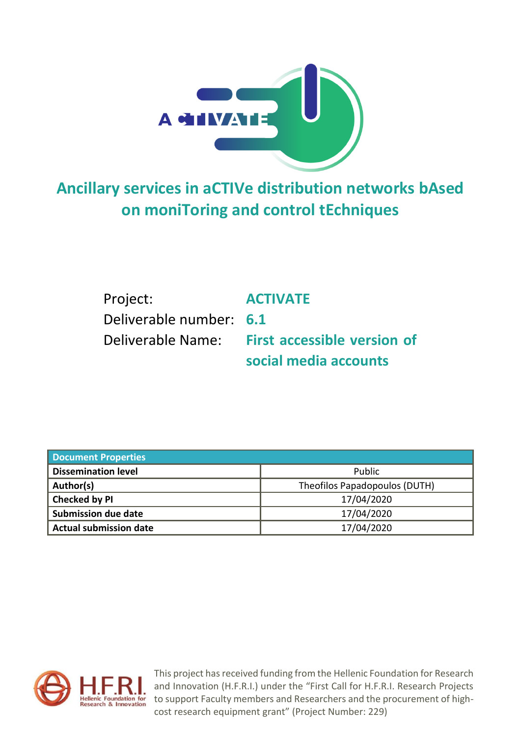# Ancillary services in aCTIVe distribution networks bAsed on moniToring and control tEchniques

Project: **ACTIVATE**

Deliverable number: **6.1**

Deliverable Name: **First accessible version of social media accounts**

| Document Properties | |
|---|---|
| **Dissemination level** | Public |
| **Author(s)** | Theofilos Papadopoulos (DUTH) |
| **Checked by PI** | 17/04/2020 |
| **Submission due date** | 17/04/2020 |
| **Actual submission date** | 17/04/2020 |

This project has received funding from the Hellenic Foundation for Research and Innovation (H.F.R.I.) under the "First Call for H.F.R.I. Research Projects to support Faculty members and Researchers and the procurement of high-cost research equipment grant" (Project Number: 229)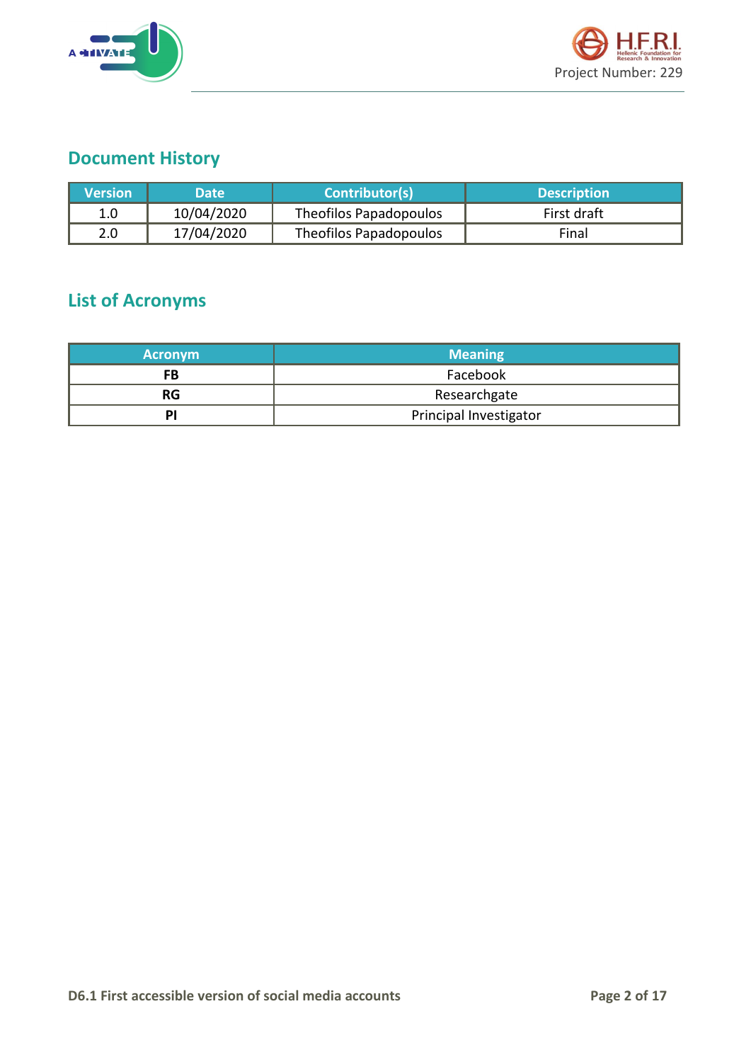## Document History

| Version | Date | Contributor(s) | Description |
|---|---|---|---|
| 1.0 | 10/04/2020 | Theofilos Papadopoulos | First draft |
| 2.0 | 17/04/2020 | Theofilos Papadopoulos | Final |

## List of Acronyms

| Acronym | Meaning |
|---|---|
| **FB** | Facebook |
| **RG** | Researchgate |
| **PI** | Principal Investigator |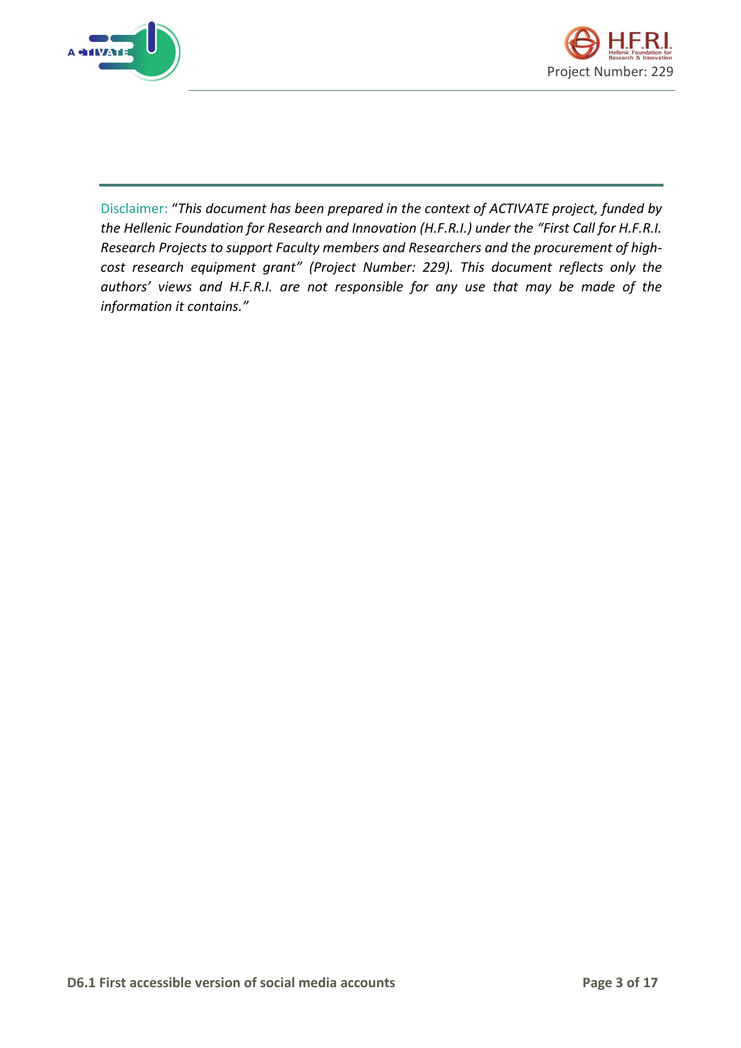Disclaimer: "*This document has been prepared in the context of ACTIVATE project, funded by the Hellenic Foundation for Research and Innovation (H.F.R.I.) under the "First Call for H.F.R.I. Research Projects to support Faculty members and Researchers and the procurement of high-cost research equipment grant" (Project Number: 229). This document reflects only the authors' views and H.F.R.I. are not responsible for any use that may be made of the information it contains."*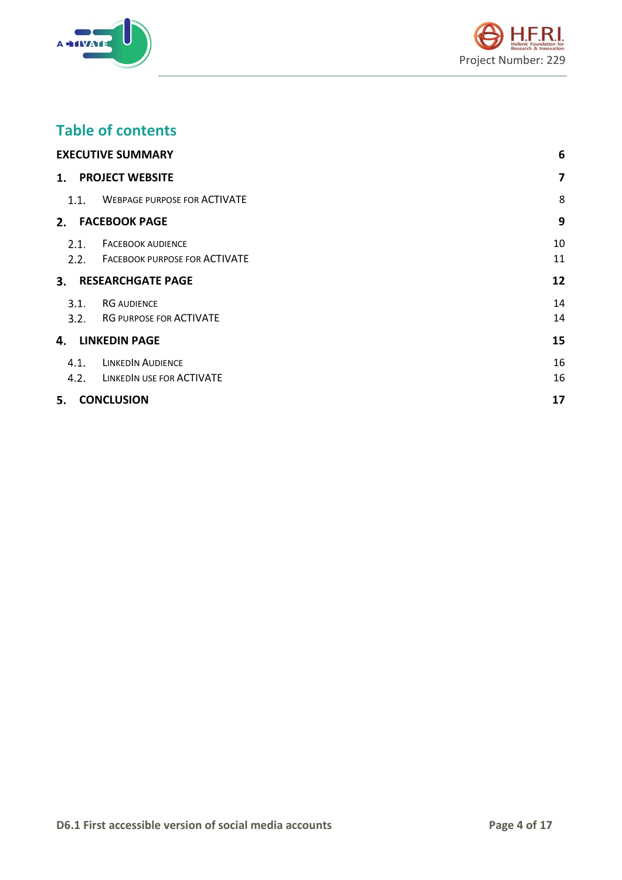## Table of contents

| | |
|---|---|
| **EXECUTIVE SUMMARY** | **6** |
| **1. PROJECT WEBSITE** | **7** |
| 1.1. WEBPAGE PURPOSE FOR ACTIVATE | 8 |
| **2. FACEBOOK PAGE** | **9** |
| 2.1. FACEBOOK AUDIENCE | 10 |
| 2.2. FACEBOOK PURPOSE FOR ACTIVATE | 11 |
| **3. RESEARCHGATE PAGE** | **12** |
| 3.1. RG AUDIENCE | 14 |
| 3.2. RG PURPOSE FOR ACTIVATE | 14 |
| **4. LINKEDIN PAGE** | **15** |
| 4.1. LINKEDIN AUDIENCE | 16 |
| 4.2. LINKEDIN USE FOR ACTIVATE | 16 |
| **5. CONCLUSION** | **17** |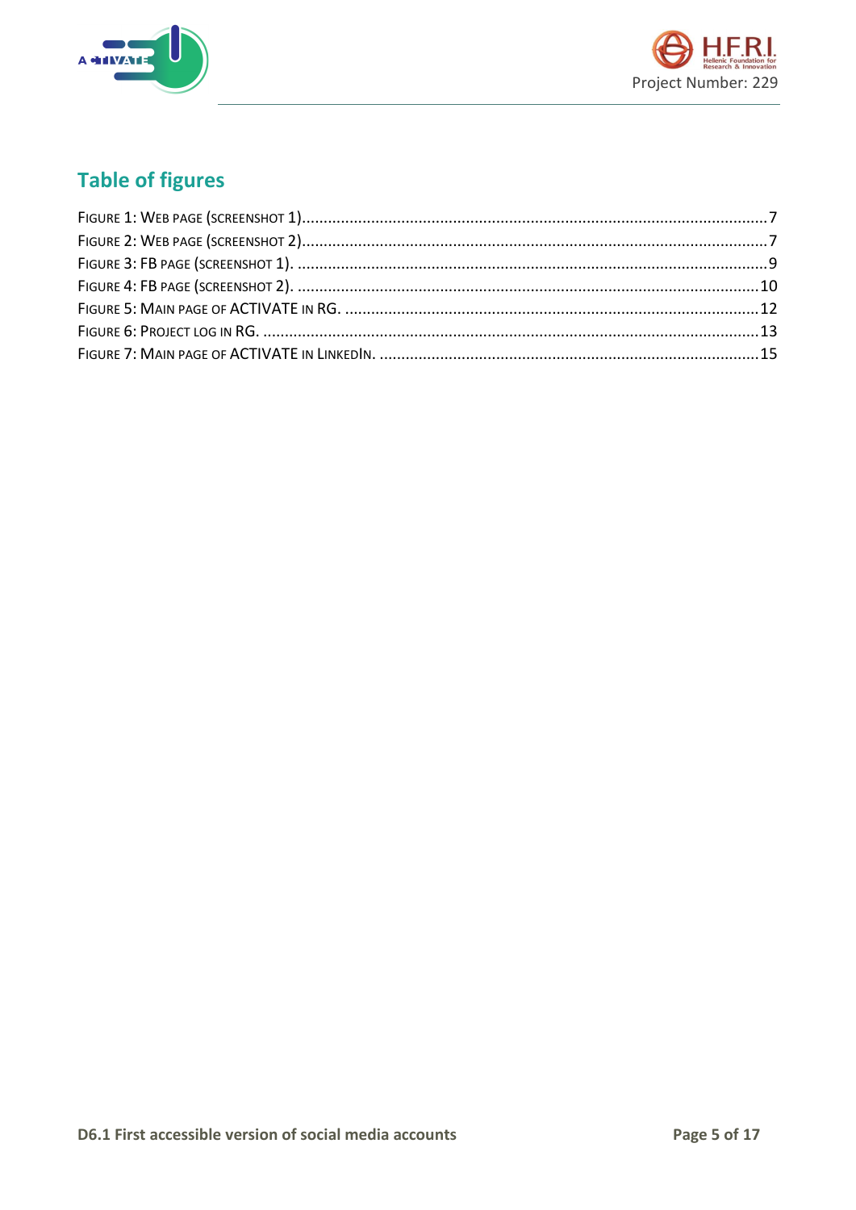## Table of figures

Figure 1: Web page (screenshot 1)...........................................................................................................7
Figure 2: Web page (screenshot 2)...........................................................................................................7
Figure 3: FB page (screenshot 1). ............................................................................................................9
Figure 4: FB page (screenshot 2). ..........................................................................................................10
Figure 5: Main page of ACTIVATE in RG. ...............................................................................................12
Figure 6: Project log in RG. ..................................................................................................................13
Figure 7: Main page of ACTIVATE in LinkedIn. .......................................................................................15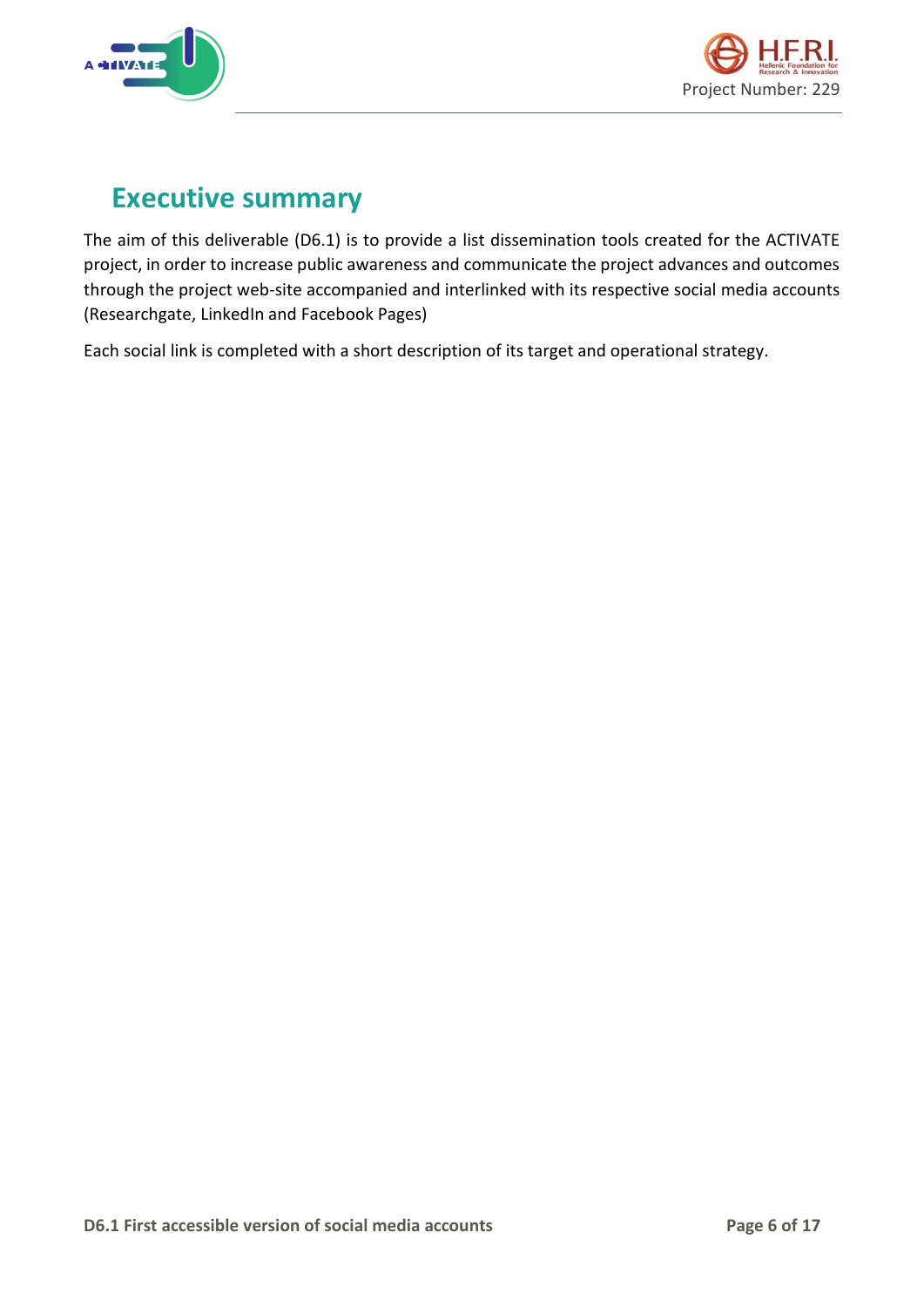# Executive summary

The aim of this deliverable (D6.1) is to provide a list dissemination tools created for the ACTIVATE project, in order to increase public awareness and communicate the project advances and outcomes through the project web-site accompanied and interlinked with its respective social media accounts (Researchgate, LinkedIn and Facebook Pages)

Each social link is completed with a short description of its target and operational strategy.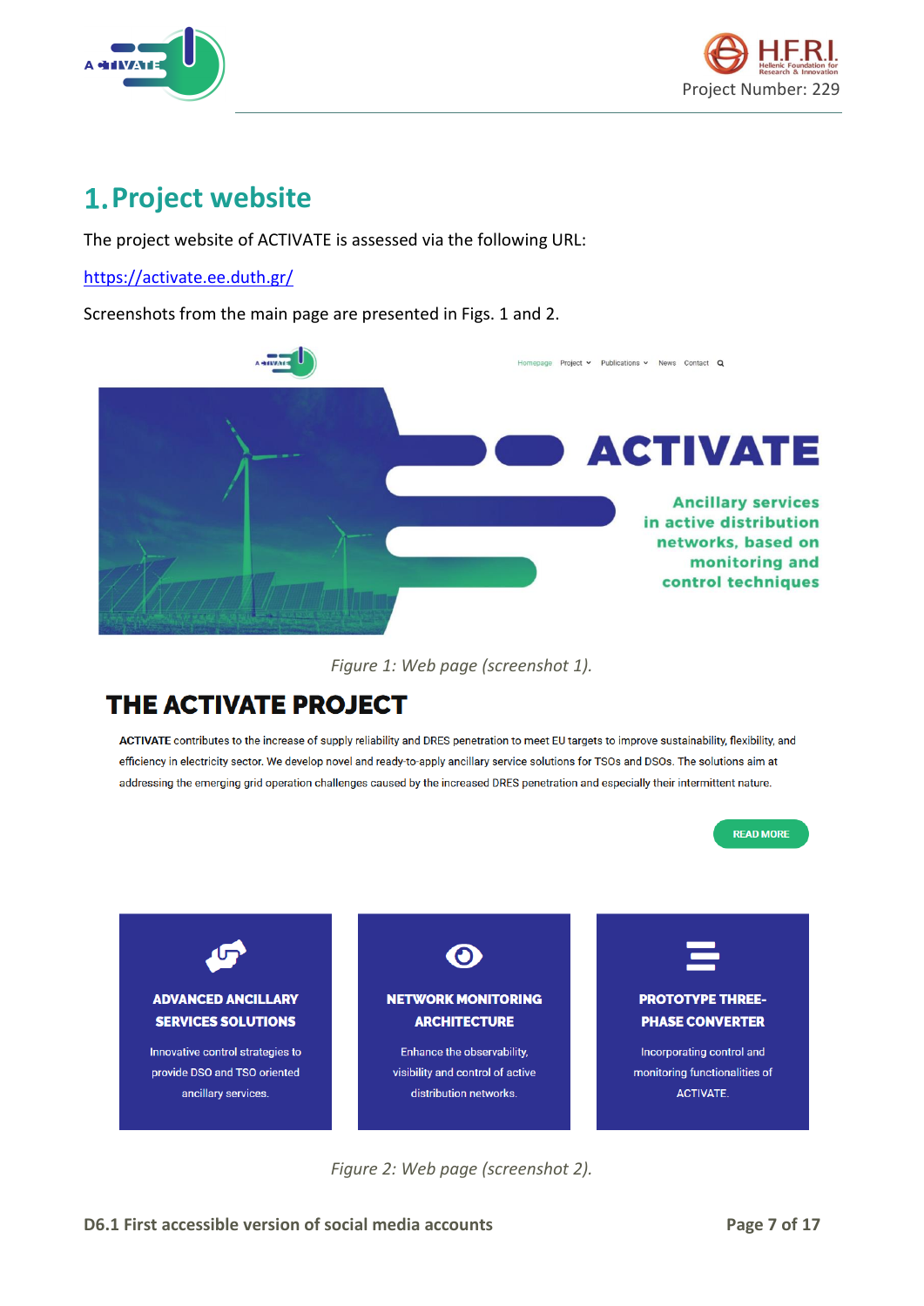# 1. Project website

The project website of ACTIVATE is assessed via the following URL:

https://activate.ee.duth.gr/

Screenshots from the main page are presented in Figs. 1 and 2.

*Figure 1: Web page (screenshot 1).*

*Figure 2: Web page (screenshot 2).*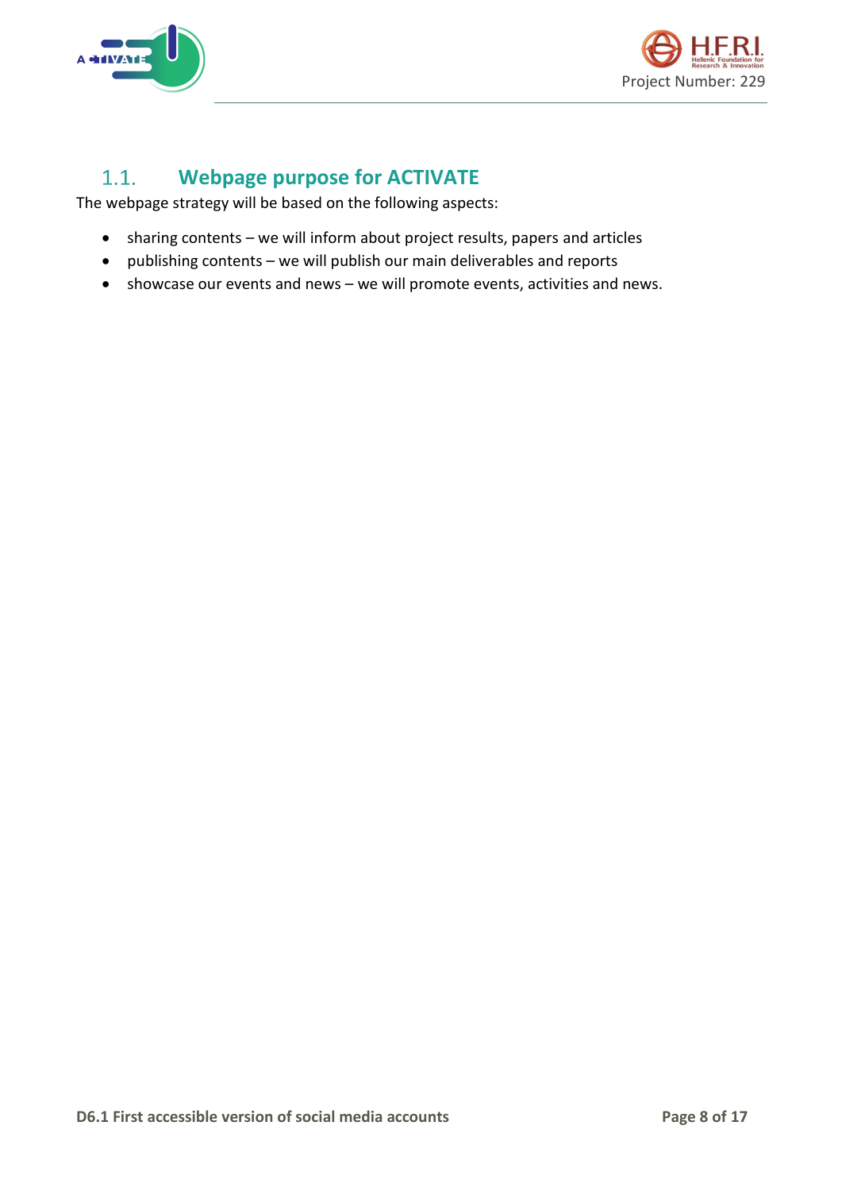## 1.1. Webpage purpose for ACTIVATE

The webpage strategy will be based on the following aspects:

- sharing contents – we will inform about project results, papers and articles
- publishing contents – we will publish our main deliverables and reports
- showcase our events and news – we will promote events, activities and news.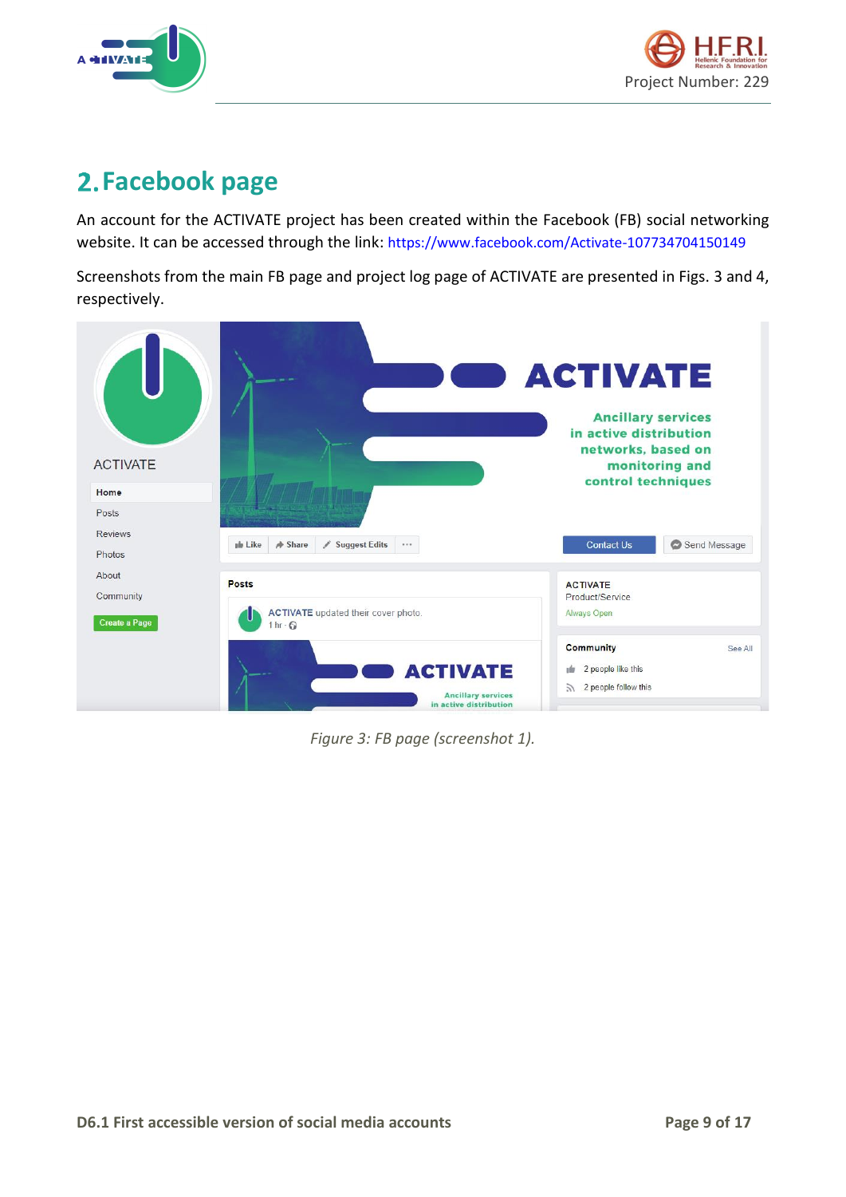## 2. Facebook page

An account for the ACTIVATE project has been created within the Facebook (FB) social networking website. It can be accessed through the link: https://www.facebook.com/Activate-107734704150149

Screenshots from the main FB page and project log page of ACTIVATE are presented in Figs. 3 and 4, respectively.

*Figure 3: FB page (screenshot 1).*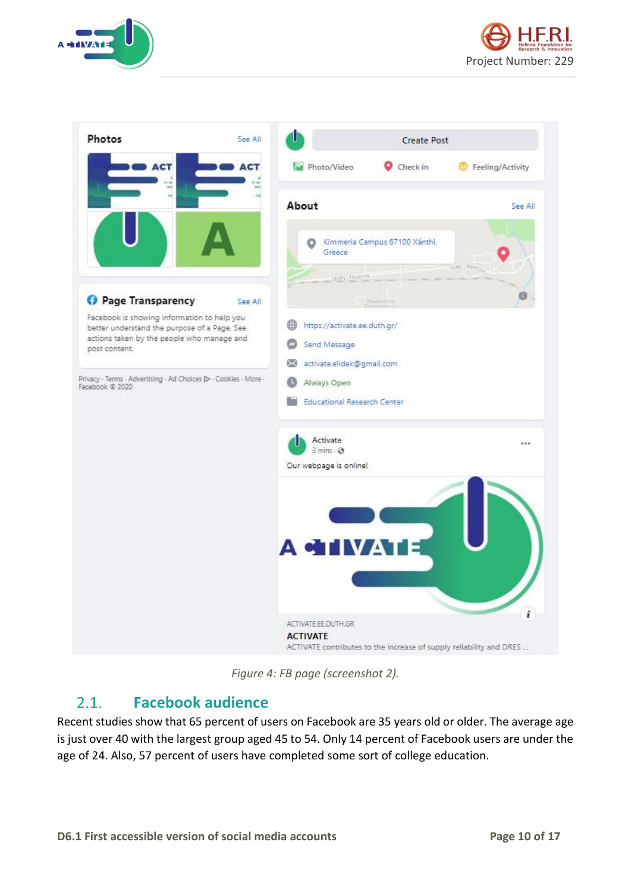*Figure 4: FB page (screenshot 2).*

## 2.1. Facebook audience

Recent studies show that 65 percent of users on Facebook are 35 years old or older. The average age is just over 40 with the largest group aged 45 to 54. Only 14 percent of Facebook users are under the age of 24. Also, 57 percent of users have completed some sort of college education.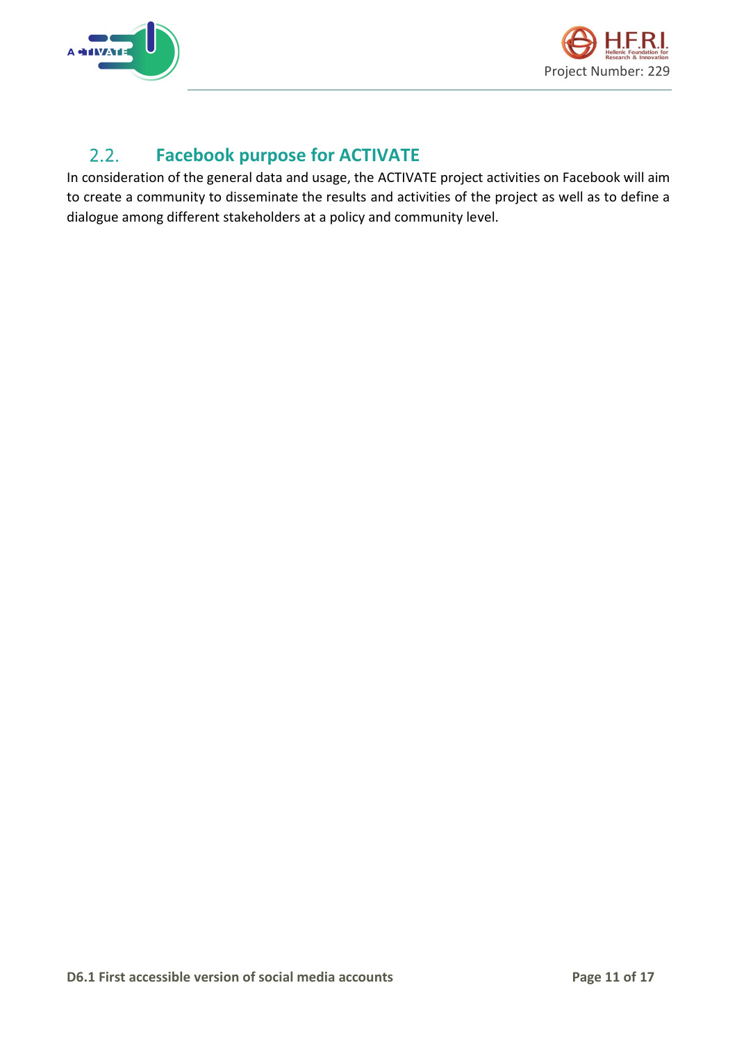## 2.2. Facebook purpose for ACTIVATE

In consideration of the general data and usage, the ACTIVATE project activities on Facebook will aim to create a community to disseminate the results and activities of the project as well as to define a dialogue among different stakeholders at a policy and community level.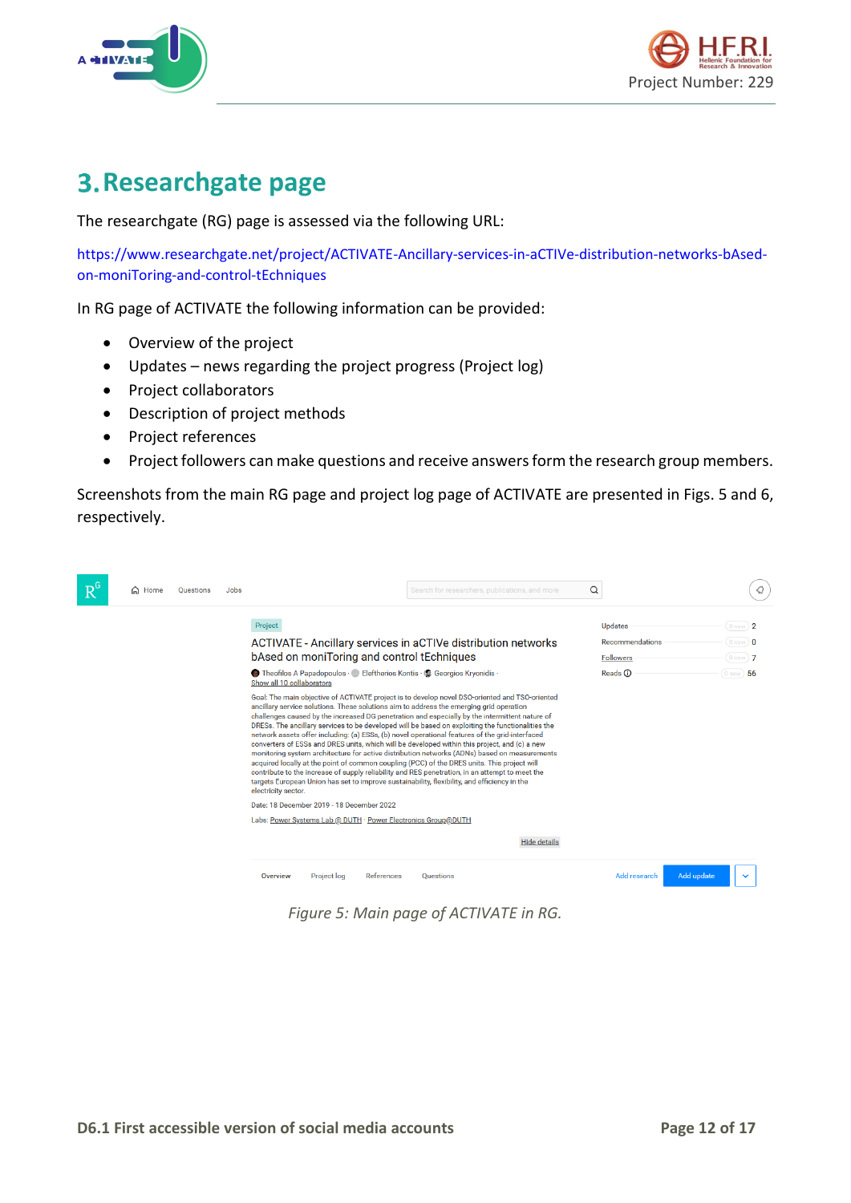# 3. Researchgate page

The researchgate (RG) page is assessed via the following URL:

https://www.researchgate.net/project/ACTIVATE-Ancillary-services-in-aCTIVe-distribution-networks-bAsed-on-moniToring-and-control-tEchniques

In RG page of ACTIVATE the following information can be provided:

- Overview of the project
- Updates – news regarding the project progress (Project log)
- Project collaborators
- Description of project methods
- Project references
- Project followers can make questions and receive answers form the research group members.

Screenshots from the main RG page and project log page of ACTIVATE are presented in Figs. 5 and 6, respectively.

*Figure 5: Main page of ACTIVATE in RG.*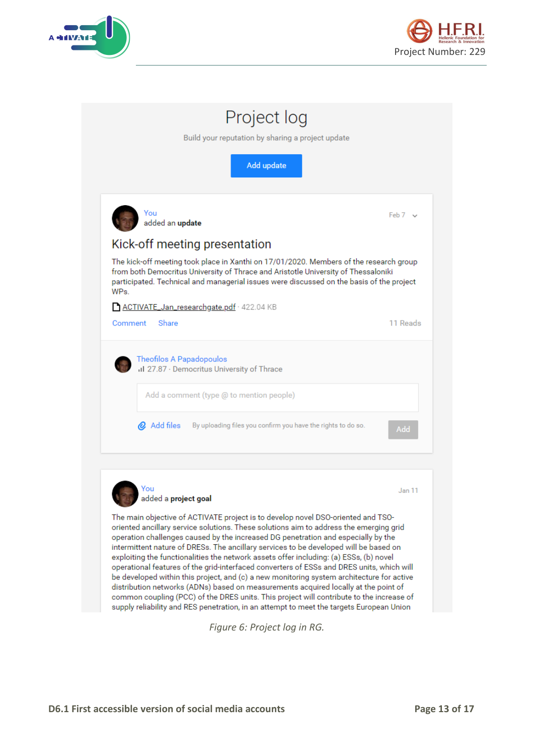# Project log

Build your reputation by sharing a project update

Add update

You
added an **update**

Feb 7

## Kick-off meeting presentation

The kick-off meeting took place in Xanthi on 17/01/2020. Members of the research group from both Democritus University of Thrace and Aristotle University of Thessaloniki participated. Technical and managerial issues were discussed on the basis of the project WPs.

ACTIVATE_Jan_researchgate.pdf · 422.04 KB

Comment Share 11 Reads

Theofilos A Papadopoulos
27.87 · Democritus University of Thrace

Add a comment (type @ to mention people)

Add files By uploading files you confirm you have the rights to do so. Add

You
added a **project goal**

Jan 11

The main objective of ACTIVATE project is to develop novel DSO-oriented and TSO-oriented ancillary service solutions. These solutions aim to address the emerging grid operation challenges caused by the increased DG penetration and especially by the intermittent nature of DRESs. The ancillary services to be developed will be based on exploiting the functionalities the network assets offer including: (a) ESSs, (b) novel operational features of the grid-interfaced converters of ESSs and DRES units, which will be developed within this project, and (c) a new monitoring system architecture for active distribution networks (ADNs) based on measurements acquired locally at the point of common coupling (PCC) of the DRES units. This project will contribute to the increase of supply reliability and RES penetration, in an attempt to meet the targets European Union

*Figure 6: Project log in RG.*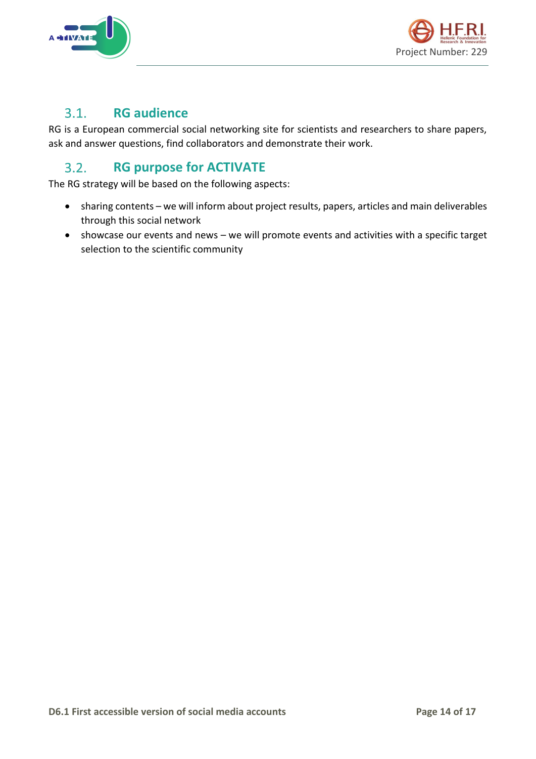## 3.1. RG audience

RG is a European commercial social networking site for scientists and researchers to share papers, ask and answer questions, find collaborators and demonstrate their work.

## 3.2. RG purpose for ACTIVATE

The RG strategy will be based on the following aspects:

- sharing contents – we will inform about project results, papers, articles and main deliverables through this social network
- showcase our events and news – we will promote events and activities with a specific target selection to the scientific community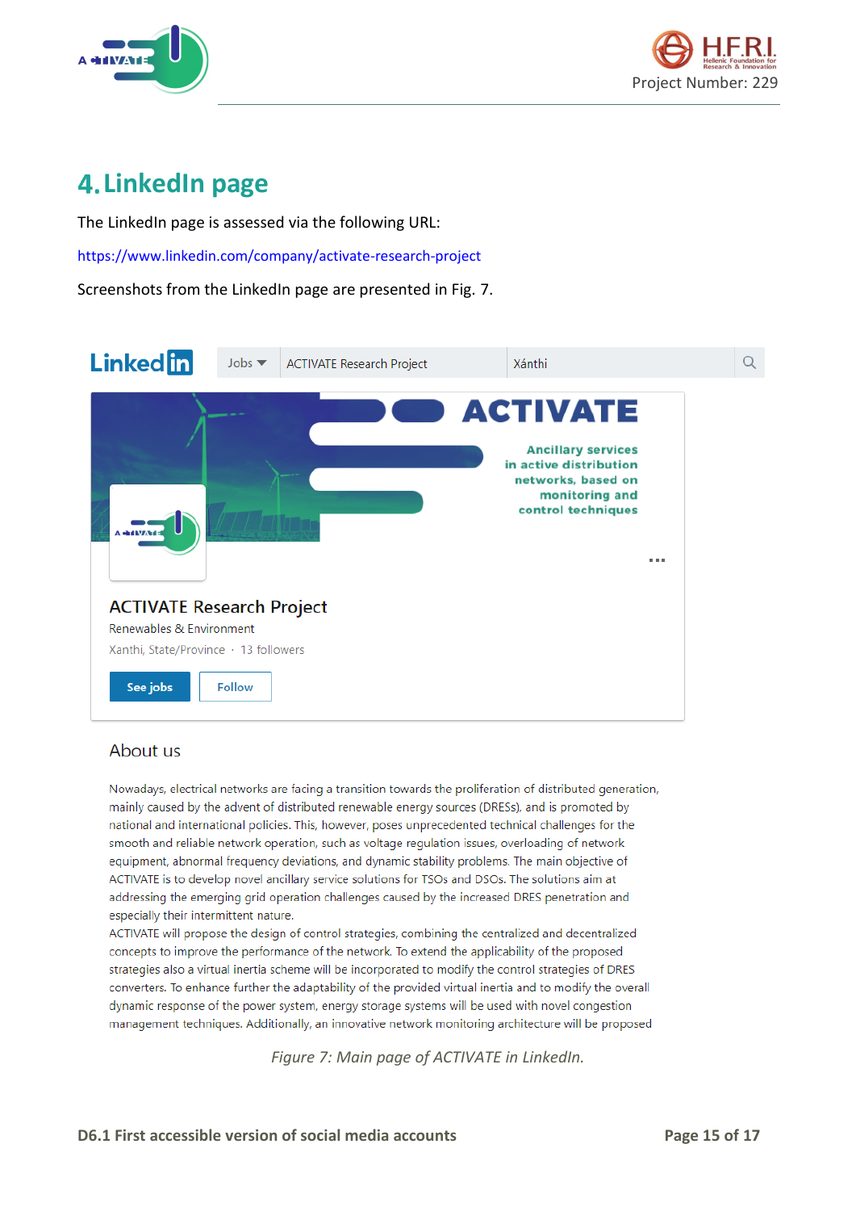## 4. LinkedIn page

The LinkedIn page is assessed via the following URL:

https://www.linkedin.com/company/activate-research-project

Screenshots from the LinkedIn page are presented in Fig. 7.

Linked in | Jobs | ACTIVATE Research Project | Xánthi

ACTIVATE

Ancillary services in active distribution networks, based on monitoring and control techniques

ACTIVATE Research Project

Renewables & Environment

Xanthi, State/Province · 13 followers

See jobs | Follow

About us

Nowadays, electrical networks are facing a transition towards the proliferation of distributed generation, mainly caused by the advent of distributed renewable energy sources (DRESs), and is promoted by national and international policies. This, however, poses unprecedented technical challenges for the smooth and reliable network operation, such as voltage regulation issues, overloading of network equipment, abnormal frequency deviations, and dynamic stability problems. The main objective of ACTIVATE is to develop novel ancillary service solutions for TSOs and DSOs. The solutions aim at addressing the emerging grid operation challenges caused by the increased DRES penetration and especially their intermittent nature.
ACTIVATE will propose the design of control strategies, combining the centralized and decentralized concepts to improve the performance of the network. To extend the applicability of the proposed strategies also a virtual inertia scheme will be incorporated to modify the control strategies of DRES converters. To enhance further the adaptability of the provided virtual inertia and to modify the overall dynamic response of the power system, energy storage systems will be used with novel congestion management techniques. Additionally, an innovative network monitoring architecture will be proposed

*Figure 7: Main page of ACTIVATE in LinkedIn.*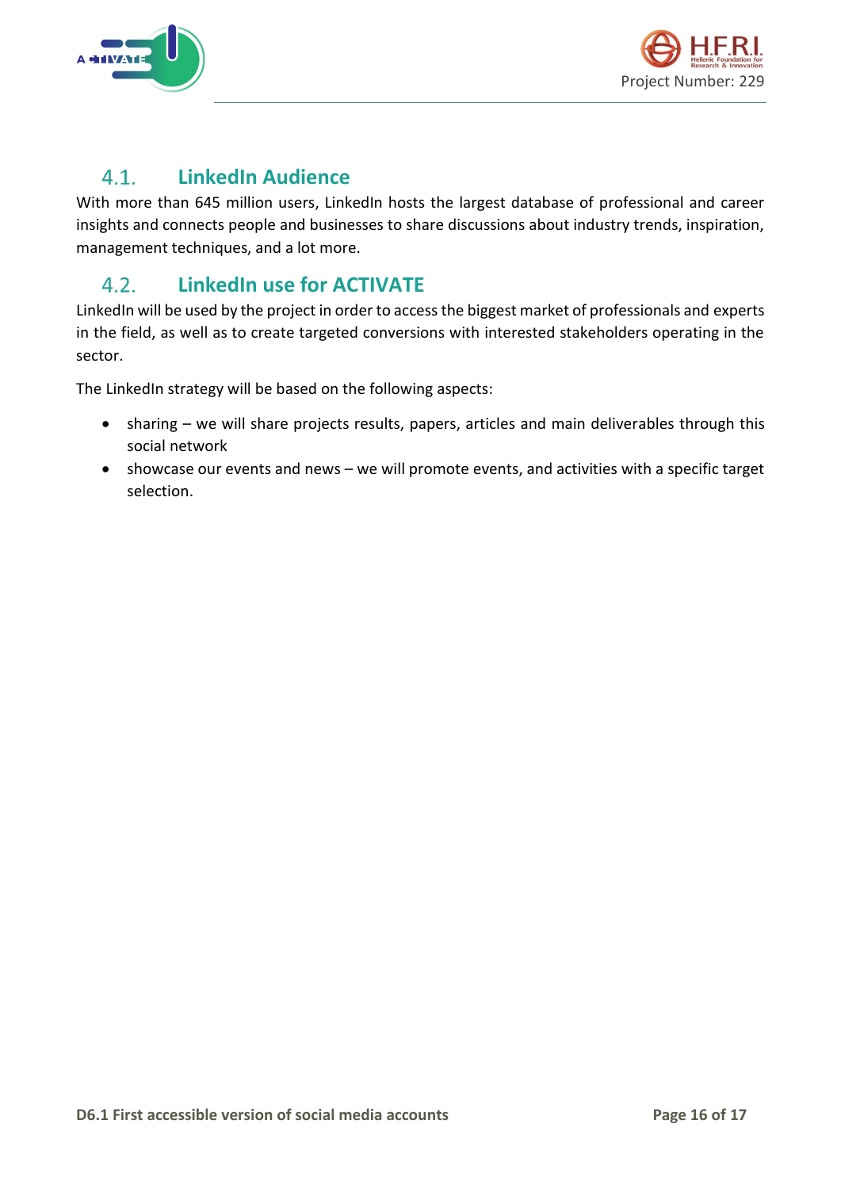## 4.1. LinkedIn Audience

With more than 645 million users, LinkedIn hosts the largest database of professional and career insights and connects people and businesses to share discussions about industry trends, inspiration, management techniques, and a lot more.

## 4.2. LinkedIn use for ACTIVATE

LinkedIn will be used by the project in order to access the biggest market of professionals and experts in the field, as well as to create targeted conversions with interested stakeholders operating in the sector.

The LinkedIn strategy will be based on the following aspects:

- sharing – we will share projects results, papers, articles and main deliverables through this social network
- showcase our events and news – we will promote events, and activities with a specific target selection.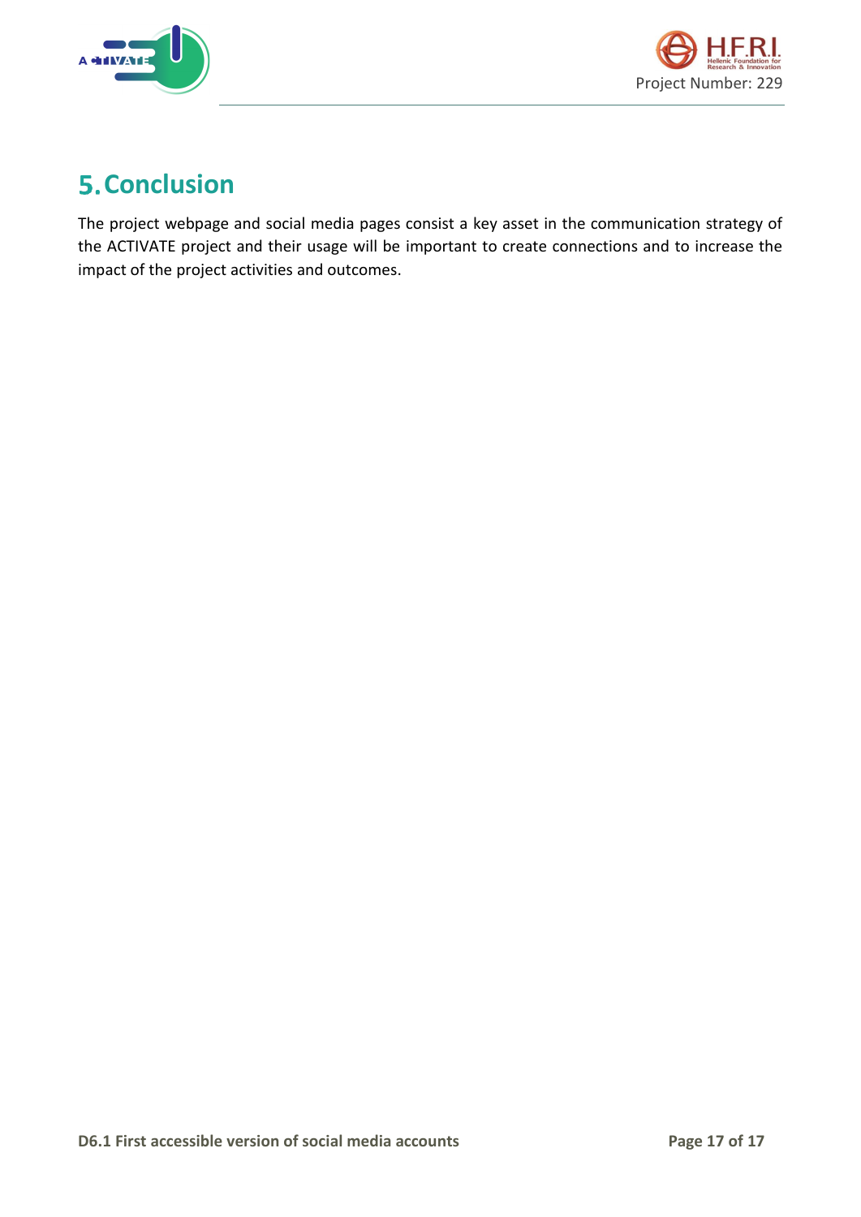# 5. Conclusion

The project webpage and social media pages consist a key asset in the communication strategy of the ACTIVATE project and their usage will be important to create connections and to increase the impact of the project activities and outcomes.